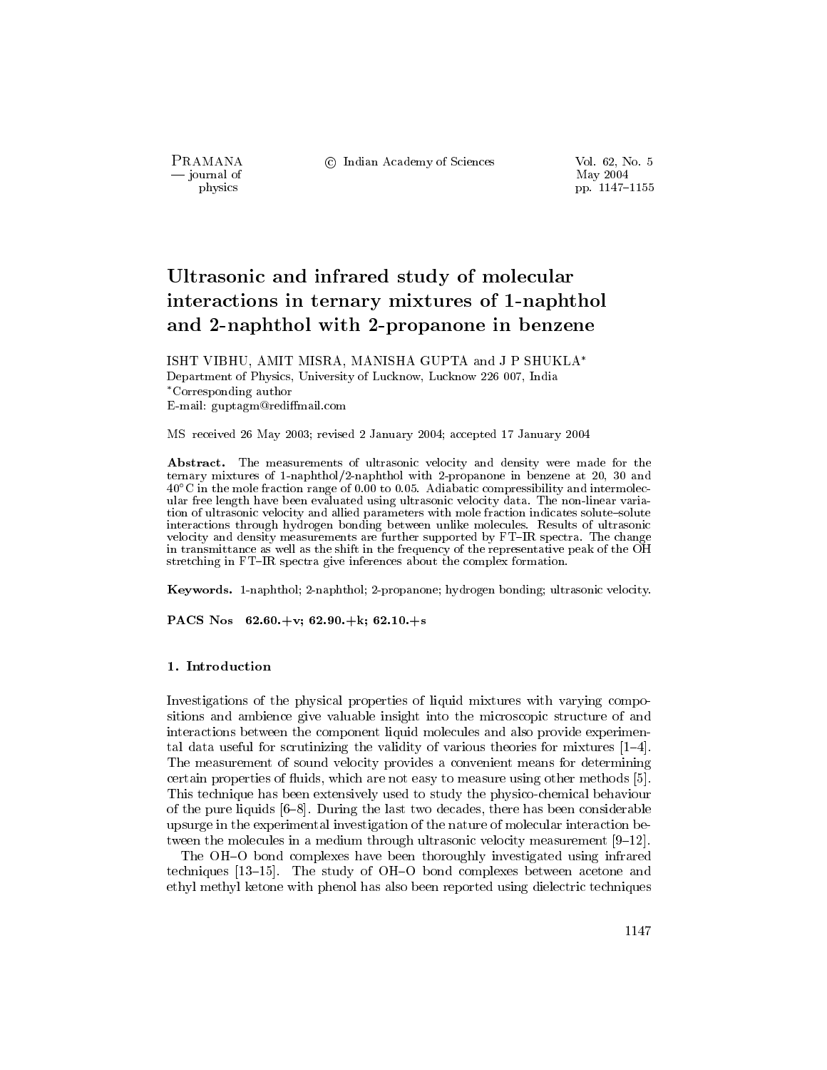# Ultrasonic and infrared study of molecular interactions in ternary mixtures of 1-naphthol and 2-naphthol with 2-propanone in benzene

ISHT VIBHU, AMIT MISRA, MANISHA GUPTA and J P SHUKLA*

Department of Physics, University of Lucknow, Lucknow 226 007, India

*Corresponding author

E-mail: guptagm@rediffmail.com

MS received 26 May 2003; revised 2 January 2004; accepted 17 January 2004

**Abstract.** The measurements of ultrasonic velocity and density were made for the ternary mixtures of 1-naphthol/2-naphthol with 2-propanone in benzene at 20, 30 and 40°C in the mole fraction range of 0.00 to 0.05. Adiabatic compressibility and intermolecular free length have been evaluated using ultrasonic velocity data. The non-linear variation of ultrasonic velocity and allied parameters with mole fraction indicates solute–solute interactions through hydrogen bonding between unlike molecules. Results of ultrasonic velocity and density measurements are further supported by FT–IR spectra. The change in transmittance as well as the shift in the frequency of the representative peak of the OH stretching in FT–IR spectra give inferences about the complex formation.

**Keywords.** 1-naphthol; 2-naphthol; 2-propanone; hydrogen bonding; ultrasonic velocity.

**PACS Nos** 62.60.+v; 62.90.+k; 62.10.+s

## 1. Introduction

Investigations of the physical properties of liquid mixtures with varying compositions and ambience give valuable insight into the microscopic structure of and interactions between the component liquid molecules and also provide experimental data useful for scrutinizing the validity of various theories for mixtures [1–4]. The measurement of sound velocity provides a convenient means for determining certain properties of fluids, which are not easy to measure using other methods [5]. This technique has been extensively used to study the physico-chemical behaviour of the pure liquids [6–8]. During the last two decades, there has been considerable upsurge in the experimental investigation of the nature of molecular interaction between the molecules in a medium through ultrasonic velocity measurement [9–12].

The OH–O bond complexes have been thoroughly investigated using infrared techniques [13–15]. The study of OH–O bond complexes between acetone and ethyl methyl ketone with phenol has also been reported using dielectric techniques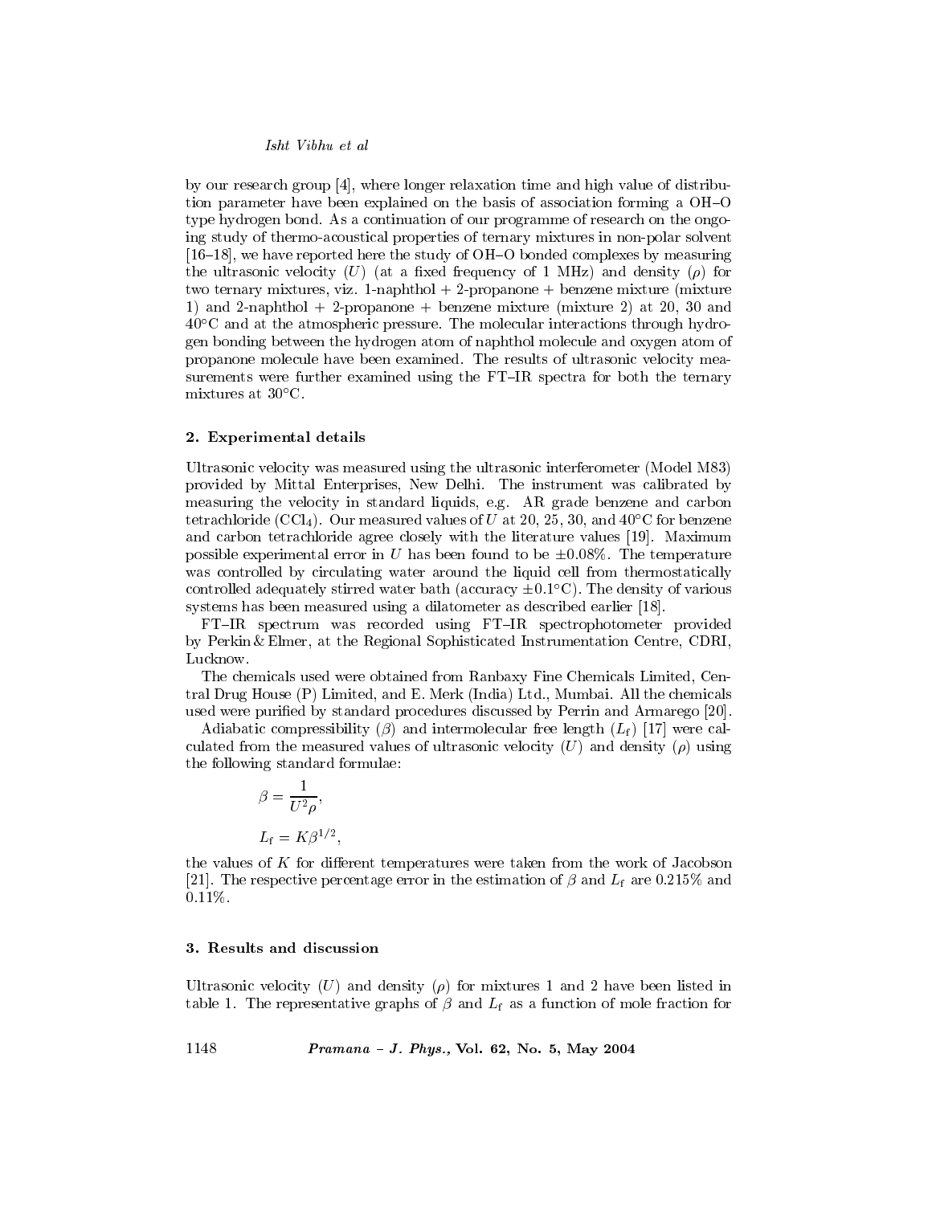by our research group [4], where longer relaxation time and high value of distribution parameter have been explained on the basis of association forming a OH–O type hydrogen bond. As a continuation of our programme of research on the ongoing study of thermo-acoustical properties of ternary mixtures in non-polar solvent [16–18], we have reported here the study of OH–O bonded complexes by measuring the ultrasonic velocity ($U$) (at a fixed frequency of 1 MHz) and density ($\rho$) for two ternary mixtures, viz. 1-naphthol + 2-propanone + benzene mixture (mixture 1) and 2-naphthol + 2-propanone + benzene mixture (mixture 2) at 20, 30 and 40°C and at the atmospheric pressure. The molecular interactions through hydrogen bonding between the hydrogen atom of naphthol molecule and oxygen atom of propanone molecule have been examined. The results of ultrasonic velocity measurements were further examined using the FT–IR spectra for both the ternary mixtures at 30°C.

## 2. Experimental details

Ultrasonic velocity was measured using the ultrasonic interferometer (Model M83) provided by Mittal Enterprises, New Delhi. The instrument was calibrated by measuring the velocity in standard liquids, e.g. AR grade benzene and carbon tetrachloride ($CCl_4$). Our measured values of $U$ at 20, 25, 30, and 40°C for benzene and carbon tetrachloride agree closely with the literature values [19]. Maximum possible experimental error in $U$ has been found to be $\pm 0.08\%$. The temperature was controlled by circulating water around the liquid cell from thermostatically controlled adequately stirred water bath (accuracy $\pm 0.1$°C). The density of various systems has been measured using a dilatometer as described earlier [18].

FT–IR spectrum was recorded using FT–IR spectrophotometer provided by Perkin & Elmer, at the Regional Sophisticated Instrumentation Centre, CDRI, Lucknow.

The chemicals used were obtained from Ranbaxy Fine Chemicals Limited, Central Drug House (P) Limited, and E. Merk (India) Ltd., Mumbai. All the chemicals used were purified by standard procedures discussed by Perrin and Armarego [20].

Adiabatic compressibility ($\beta$) and intermolecular free length ($L_f$) [17] were calculated from the measured values of ultrasonic velocity ($U$) and density ($\rho$) using the following standard formulae:

$$\beta = \frac{1}{U^2 \rho},$$

$$L_f = K \beta^{1/2},$$

the values of $K$ for different temperatures were taken from the work of Jacobson [21]. The respective percentage error in the estimation of $\beta$ and $L_f$ are 0.215% and 0.11%.

## 3. Results and discussion

Ultrasonic velocity ($U$) and density ($\rho$) for mixtures 1 and 2 have been listed in table 1. The representative graphs of $\beta$ and $L_f$ as a function of mole fraction for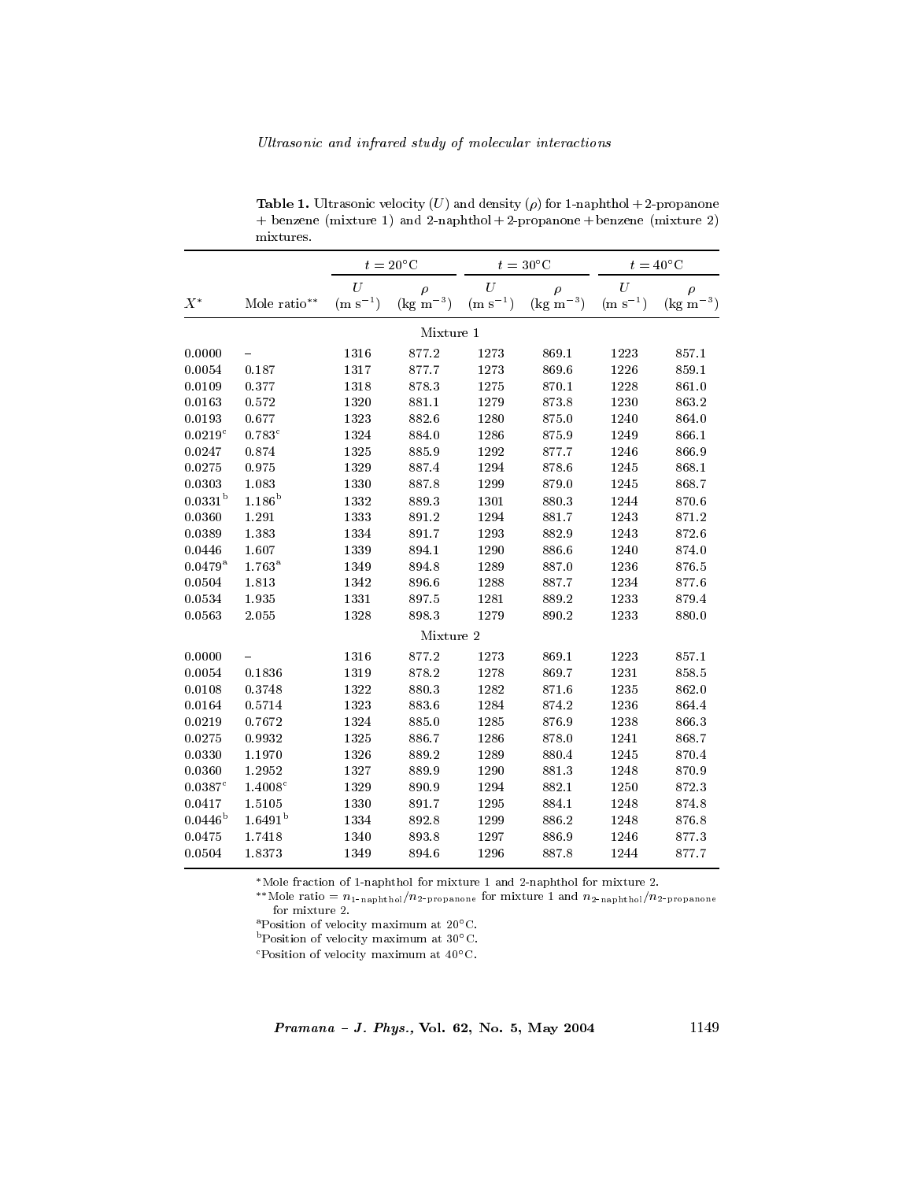**Table 1.** Ultrasonic velocity ($U$) and density ($\rho$) for 1-naphthol + 2-propanone + benzene (mixture 1) and 2-naphthol + 2-propanone + benzene (mixture 2) mixtures.

| | | $t = 20^\circ$C | | $t = 30^\circ$C | | $t = 40^\circ$C | |
|---|---|---|---|---|---|---|---|
| $X^*$ | Mole ratio** | $U$ (m s$^{-1}$) | $\rho$ (kg m$^{-3}$) | $U$ (m s$^{-1}$) | $\rho$ (kg m$^{-3}$) | $U$ (m s$^{-1}$) | $\rho$ (kg m$^{-3}$) |
| | | | Mixture 1 | | | | |
| 0.0000 | – | 1316 | 877.2 | 1273 | 869.1 | 1223 | 857.1 |
| 0.0054 | 0.187 | 1317 | 877.7 | 1273 | 869.6 | 1226 | 859.1 |
| 0.0109 | 0.377 | 1318 | 878.3 | 1275 | 870.1 | 1228 | 861.0 |
| 0.0163 | 0.572 | 1320 | 881.1 | 1279 | 873.8 | 1230 | 863.2 |
| 0.0193 | 0.677 | 1323 | 882.6 | 1280 | 875.0 | 1240 | 864.0 |
| 0.0219[c] | 0.783[c] | 1324 | 884.0 | 1286 | 875.9 | 1249 | 866.1 |
| 0.0247 | 0.874 | 1325 | 885.9 | 1292 | 877.7 | 1246 | 866.9 |
| 0.0275 | 0.975 | 1329 | 887.4 | 1294 | 878.6 | 1245 | 868.1 |
| 0.0303 | 1.083 | 1330 | 887.8 | 1299 | 879.0 | 1245 | 868.7 |
| 0.0331[b] | 1.186[b] | 1332 | 889.3 | 1301 | 880.3 | 1244 | 870.6 |
| 0.0360 | 1.291 | 1333 | 891.2 | 1294 | 881.7 | 1243 | 871.2 |
| 0.0389 | 1.383 | 1334 | 891.7 | 1293 | 882.9 | 1243 | 872.6 |
| 0.0446 | 1.607 | 1339 | 894.1 | 1290 | 886.6 | 1240 | 874.0 |
| 0.0479[a] | 1.763[a] | 1349 | 894.8 | 1289 | 887.0 | 1236 | 876.5 |
| 0.0504 | 1.813 | 1342 | 896.6 | 1288 | 887.7 | 1234 | 877.6 |
| 0.0534 | 1.935 | 1331 | 897.5 | 1281 | 889.2 | 1233 | 879.4 |
| 0.0563 | 2.055 | 1328 | 898.3 | 1279 | 890.2 | 1233 | 880.0 |
| | | | Mixture 2 | | | | |
| 0.0000 | – | 1316 | 877.2 | 1273 | 869.1 | 1223 | 857.1 |
| 0.0054 | 0.1836 | 1319 | 878.2 | 1278 | 869.7 | 1231 | 858.5 |
| 0.0108 | 0.3748 | 1322 | 880.3 | 1282 | 871.6 | 1235 | 862.0 |
| 0.0164 | 0.5714 | 1323 | 883.6 | 1284 | 874.2 | 1236 | 864.4 |
| 0.0219 | 0.7672 | 1324 | 885.0 | 1285 | 876.9 | 1238 | 866.3 |
| 0.0275 | 0.9932 | 1325 | 886.7 | 1286 | 878.0 | 1241 | 868.7 |
| 0.0330 | 1.1970 | 1326 | 889.2 | 1289 | 880.4 | 1245 | 870.4 |
| 0.0360 | 1.2952 | 1327 | 889.9 | 1290 | 881.3 | 1248 | 870.9 |
| 0.0387[c] | 1.4008[c] | 1329 | 890.9 | 1294 | 882.1 | 1250 | 872.3 |
| 0.0417 | 1.5105 | 1330 | 891.7 | 1295 | 884.1 | 1248 | 874.8 |
| 0.0446[b] | 1.6491[b] | 1334 | 892.8 | 1299 | 886.2 | 1248 | 876.8 |
| 0.0475 | 1.7418 | 1340 | 893.8 | 1297 | 886.9 | 1246 | 877.3 |
| 0.0504 | 1.8373 | 1349 | 894.6 | 1296 | 887.8 | 1244 | 877.7 |

*Mole fraction of 1-naphthol for mixture 1 and 2-naphthol for mixture 2.

**Mole ratio = $n_{\text{1-naphthol}}/n_{\text{2-propanone}}$ for mixture 1 and $n_{\text{2-naphthol}}/n_{\text{2-propanone}}$ for mixture 2.

[a]Position of velocity maximum at 20°C.

[b]Position of velocity maximum at 30°C.

[c]Position of velocity maximum at 40°C.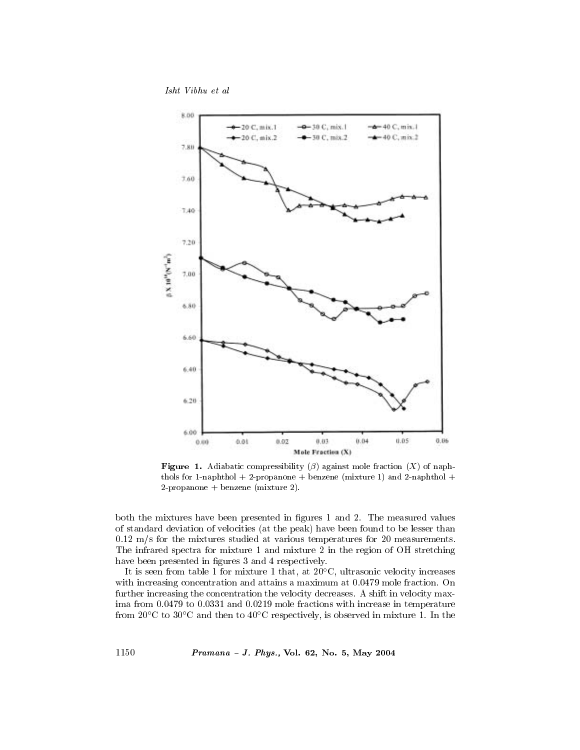**Figure 1.** Adiabatic compressibility ($\beta$) against mole fraction ($X$) of naphthols for 1-naphthol + 2-propanone + benzene (mixture 1) and 2-naphthol + 2-propanone + benzene (mixture 2).

both the mixtures have been presented in figures 1 and 2. The measured values of standard deviation of velocities (at the peak) have been found to be lesser than 0.12 m/s for the mixtures studied at various temperatures for 20 measurements. The infrared spectra for mixture 1 and mixture 2 in the region of OH stretching have been presented in figures 3 and 4 respectively.

It is seen from table 1 for mixture 1 that, at 20°C, ultrasonic velocity increases with increasing concentration and attains a maximum at 0.0479 mole fraction. On further increasing the concentration the velocity decreases. A shift in velocity maxima from 0.0479 to 0.0331 and 0.0219 mole fractions with increase in temperature from 20°C to 30°C and then to 40°C respectively, is observed in mixture 1. In the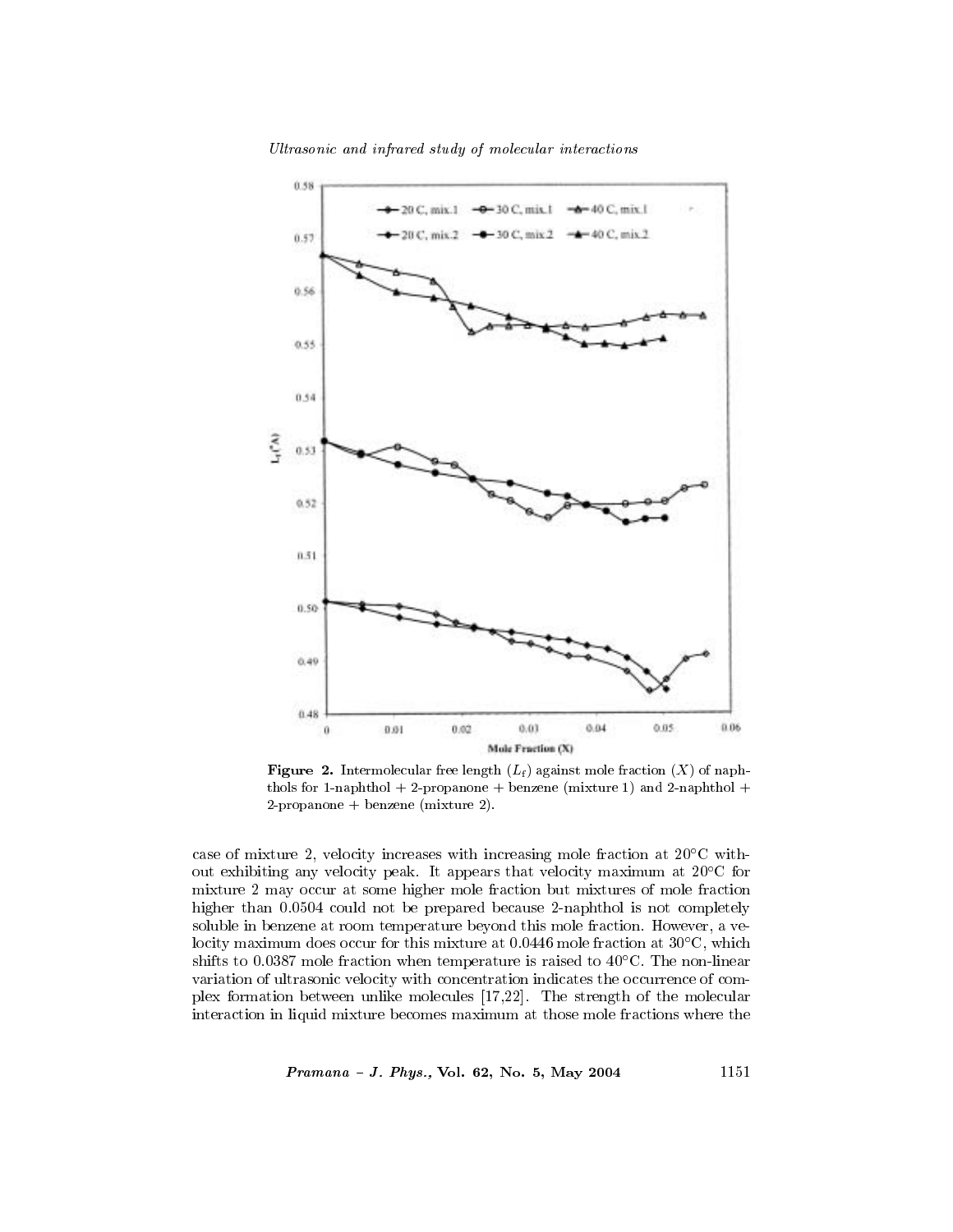**Figure 2.** Intermolecular free length ($L_f$) against mole fraction ($X$) of naphthols for 1-naphthol + 2-propanone + benzene (mixture 1) and 2-naphthol + 2-propanone + benzene (mixture 2).

case of mixture 2, velocity increases with increasing mole fraction at 20°C without exhibiting any velocity peak. It appears that velocity maximum at 20°C for mixture 2 may occur at some higher mole fraction but mixtures of mole fraction higher than 0.0504 could not be prepared because 2-naphthol is not completely soluble in benzene at room temperature beyond this mole fraction. However, a velocity maximum does occur for this mixture at 0.0446 mole fraction at 30°C, which shifts to 0.0387 mole fraction when temperature is raised to 40°C. The non-linear variation of ultrasonic velocity with concentration indicates the occurrence of complex formation between unlike molecules [17,22]. The strength of the molecular interaction in liquid mixture becomes maximum at those mole fractions where the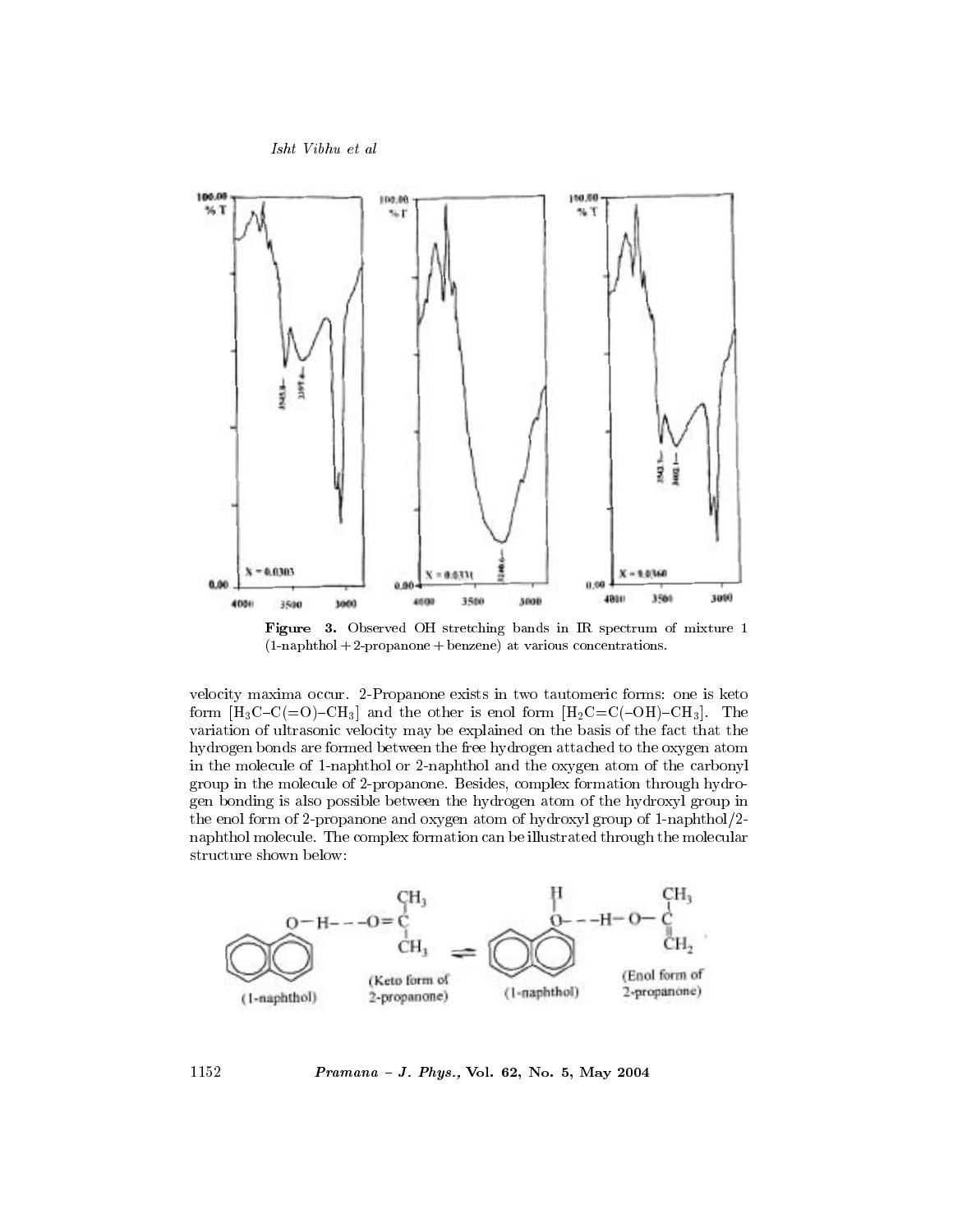**Figure 3.** Observed OH stretching bands in IR spectrum of mixture 1 (1-naphthol + 2-propanone + benzene) at various concentrations.

velocity maxima occur. 2-Propanone exists in two tautomeric forms: one is keto form [$H_3C$–C(=O)–$CH_3$] and the other is enol form [$H_2C$=C(–OH)–$CH_3$]. The variation of ultrasonic velocity may be explained on the basis of the fact that the hydrogen bonds are formed between the free hydrogen attached to the oxygen atom in the molecule of 1-naphthol or 2-naphthol and the oxygen atom of the carbonyl group in the molecule of 2-propanone. Besides, complex formation through hydrogen bonding is also possible between the hydrogen atom of the hydroxyl group in the enol form of 2-propanone and oxygen atom of hydroxyl group of 1-naphthol/2-naphthol molecule. The complex formation can be illustrated through the molecular structure shown below:

(1-naphthol) (Keto form of 2-propanone) ⇌ (1-naphthol) (Enol form of 2-propanone)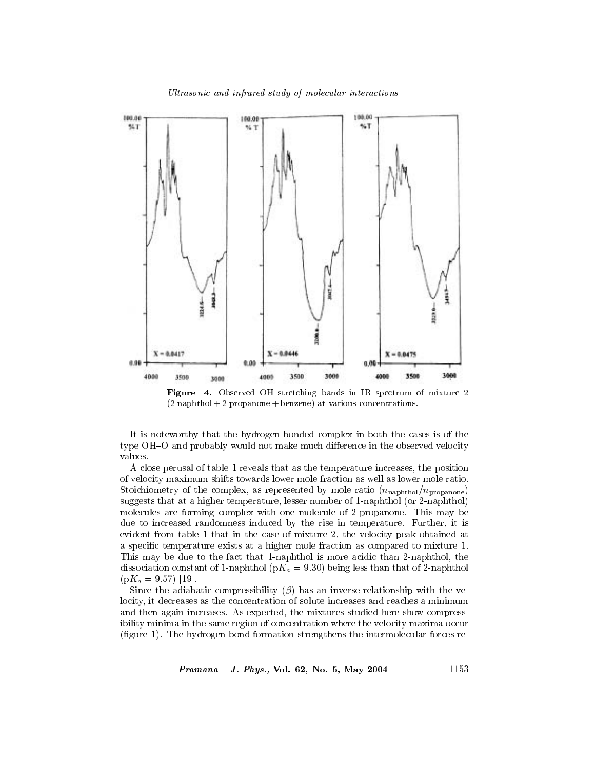**Figure 4.** Observed OH stretching bands in IR spectrum of mixture 2 (2-naphthol + 2-propanone + benzene) at various concentrations.

It is noteworthy that the hydrogen bonded complex in both the cases is of the type OH–O and probably would not make much difference in the observed velocity values.

A close perusal of table 1 reveals that as the temperature increases, the position of velocity maximum shifts towards lower mole fraction as well as lower mole ratio. Stoichiometry of the complex, as represented by mole ratio ($n_{\text{naphthol}}/n_{\text{propanone}}$) suggests that at a higher temperature, lesser number of 1-naphthol (or 2-naphthol) molecules are forming complex with one molecule of 2-propanone. This may be due to increased randomness induced by the rise in temperature. Further, it is evident from table 1 that in the case of mixture 2, the velocity peak obtained at a specific temperature exists at a higher mole fraction as compared to mixture 1. This may be due to the fact that 1-naphthol is more acidic than 2-naphthol, the dissociation constant of 1-naphthol ($\mathrm{p}K_a = 9.30$) being less than that of 2-naphthol ($\mathrm{p}K_a = 9.57$) [19].

Since the adiabatic compressibility ($\beta$) has an inverse relationship with the velocity, it decreases as the concentration of solute increases and reaches a minimum and then again increases. As expected, the mixtures studied here show compressibility minima in the same region of concentration where the velocity maxima occur (figure 1). The hydrogen bond formation strengthens the intermolecular forces re-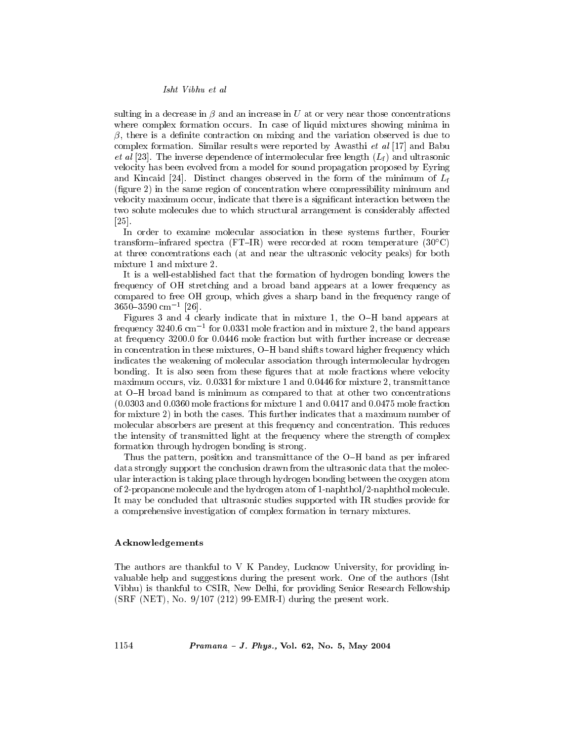sulting in a decrease in $\beta$ and an increase in $U$ at or very near those concentrations where complex formation occurs. In case of liquid mixtures showing minima in $\beta$, there is a definite contraction on mixing and the variation observed is due to complex formation. Similar results were reported by Awasthi *et al* [17] and Babu *et al* [23]. The inverse dependence of intermolecular free length ($L_f$) and ultrasonic velocity has been evolved from a model for sound propagation proposed by Eyring and Kincaid [24]. Distinct changes observed in the form of the minimum of $L_f$ (figure 2) in the same region of concentration where compressibility minimum and velocity maximum occur, indicate that there is a significant interaction between the two solute molecules due to which structural arrangement is considerably affected [25].

In order to examine molecular association in these systems further, Fourier transform–infrared spectra (FT–IR) were recorded at room temperature (30°C) at three concentrations each (at and near the ultrasonic velocity peaks) for both mixture 1 and mixture 2.

It is a well-established fact that the formation of hydrogen bonding lowers the frequency of OH stretching and a broad band appears at a lower frequency as compared to free OH group, which gives a sharp band in the frequency range of 3650–3590 $\text{cm}^{-1}$ [26].

Figures 3 and 4 clearly indicate that in mixture 1, the O–H band appears at frequency 3240.6 $\text{cm}^{-1}$ for 0.0331 mole fraction and in mixture 2, the band appears at frequency 3200.0 for 0.0446 mole fraction but with further increase or decrease in concentration in these mixtures, O–H band shifts toward higher frequency which indicates the weakening of molecular association through intermolecular hydrogen bonding. It is also seen from these figures that at mole fractions where velocity maximum occurs, viz. 0.0331 for mixture 1 and 0.0446 for mixture 2, transmittance at O–H broad band is minimum as compared to that at other two concentrations (0.0303 and 0.0360 mole fractions for mixture 1 and 0.0417 and 0.0475 mole fraction for mixture 2) in both the cases. This further indicates that a maximum number of molecular absorbers are present at this frequency and concentration. This reduces the intensity of transmitted light at the frequency where the strength of complex formation through hydrogen bonding is strong.

Thus the pattern, position and transmittance of the O–H band as per infrared data strongly support the conclusion drawn from the ultrasonic data that the molecular interaction is taking place through hydrogen bonding between the oxygen atom of 2-propanone molecule and the hydrogen atom of 1-naphthol/2-naphthol molecule. It may be concluded that ultrasonic studies supported with IR studies provide for a comprehensive investigation of complex formation in ternary mixtures.

## Acknowledgements

The authors are thankful to V K Pandey, Lucknow University, for providing invaluable help and suggestions during the present work. One of the authors (Isht Vibhu) is thankful to CSIR, New Delhi, for providing Senior Research Fellowship (SRF (NET), No. 9/107 (212) 99-EMR-I) during the present work.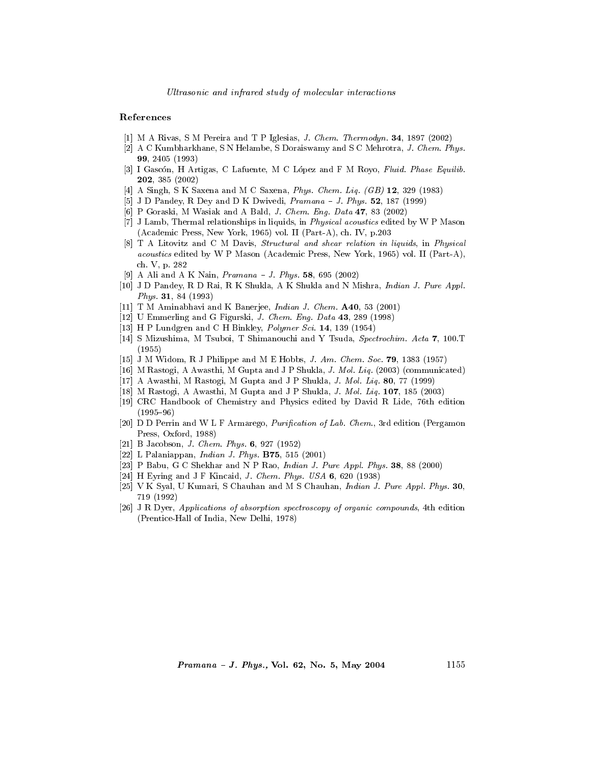## References

[1] M A Rivas, S M Pereira and T P Iglesias, *J. Chem. Thermodyn.* **34**, 1897 (2002)

[2] A C Kumbharkhane, S N Helambe, S Doraiswamy and S C Mehrotra, *J. Chem. Phys.* **99**, 2405 (1993)

[3] I Gascón, H Artigas, C Lafuente, M C López and F M Royo, *Fluid. Phase Equilib.* **202**, 385 (2002)

[4] A Singh, S K Saxena and M C Saxena, *Phys. Chem. Liq. (GB)* **12**, 329 (1983)

[5] J D Pandey, R Dey and D K Dwivedi, *Pramana – J. Phys.* **52**, 187 (1999)

[6] P Goraski, M Wasiak and A Bald, *J. Chem. Eng. Data* **47**, 83 (2002)

[7] J Lamb, Thermal relationships in liquids, in *Physical acoustics* edited by W P Mason (Academic Press, New York, 1965) vol. II (Part-A), ch. IV, p.203

[8] T A Litovitz and C M Davis, *Structural and shear relation in liquids*, in *Physical acoustics* edited by W P Mason (Academic Press, New York, 1965) vol. II (Part-A), ch. V, p. 282

[9] A Ali and A K Nain, *Pramana – J. Phys.* **58**, 695 (2002)

[10] J D Pandey, R D Rai, R K Shukla, A K Shukla and N Mishra, *Indian J. Pure Appl. Phys.* **31**, 84 (1993)

[11] T M Aminabhavi and K Banerjee, *Indian J. Chem.* **A40**, 53 (2001)

[12] U Emmerling and G Figurski, *J. Chem. Eng. Data* **43**, 289 (1998)

[13] H P Lundgren and C H Binkley, *Polymer Sci.* **14**, 139 (1954)

[14] S Mizushima, M Tsuboi, T Shimanouchi and Y Tsuda, *Spectrochim. Acta* **7**, 100.T (1955)

[15] J M Widom, R J Philippe and M E Hobbs, *J. Am. Chem. Soc.* **79**, 1383 (1957)

[16] M Rastogi, A Awasthi, M Gupta and J P Shukla, *J. Mol. Liq.* (2003) (communicated)

[17] A Awasthi, M Rastogi, M Gupta and J P Shukla, *J. Mol. Liq.* **80**, 77 (1999)

[18] M Rastogi, A Awasthi, M Gupta and J P Shukla, *J. Mol. Liq.* **107**, 185 (2003)

[19] CRC Handbook of Chemistry and Physics edited by David R Lide, 76th edition (1995–96)

[20] D D Perrin and W L F Armarego, *Purification of Lab. Chem.*, 3rd edition (Pergamon Press, Oxford, 1988)

[21] B Jacobson, *J. Chem. Phys.* **6**, 927 (1952)

[22] L Palaniappan, *Indian J. Phys.* **B75**, 515 (2001)

[23] P Babu, G C Shekhar and N P Rao, *Indian J. Pure Appl. Phys.* **38**, 88 (2000)

[24] H Eyring and J F Kincaid, *J. Chem. Phys. USA* **6**, 620 (1938)

[25] V K Syal, U Kumari, S Chauhan and M S Chauhan, *Indian J. Pure Appl. Phys.* **30**, 719 (1992)

[26] J R Dyer, *Applications of absorption spectroscopy of organic compounds*, 4th edition (Prentice-Hall of India, New Delhi, 1978)